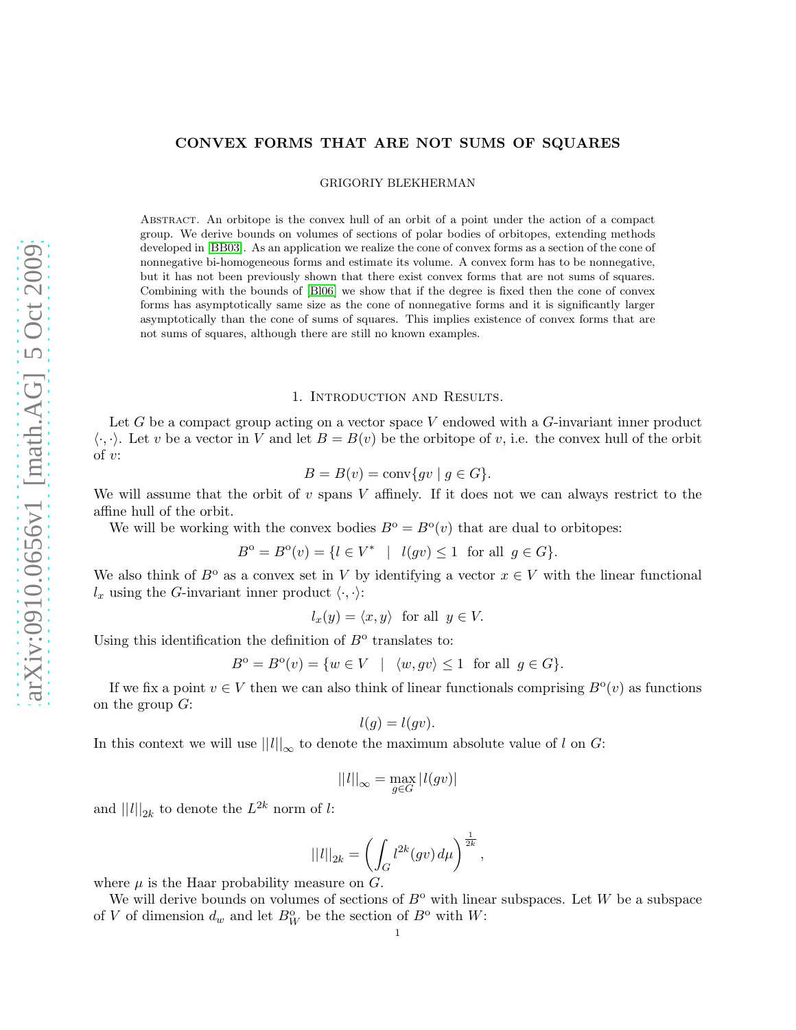# CONVEX FORMS THAT ARE NOT SUMS OF SQUARES

GRIGORIY BLEKHERMAN

Abstract. An orbitope is the convex hull of an orbit of a point under the action of a compact group. We derive bounds on volumes of sections of polar bodies of orbitopes, extending methods developed in [BB03]. As an application we realize the cone of convex forms as a section of the cone of nonnegative bi-homogeneous forms and estimate its volume. A convex form has to be nonnegative, but it has not been previously shown that there exist convex forms that are not sums of squares. Combining with the bounds of [Bl06] we show that if the degree is fixed then the cone of convex forms has asymptotically same size as the cone of nonnegative forms and it is significantly larger asymptotically than the cone of sums of squares. This implies existence of convex forms that are not sums of squares, although there are still no known examples.

## 1. Introduction and Results.

Let $G$ be a compact group acting on a vector space $V$ endowed with a $G$-invariant inner product $\langle \cdot, \cdot \rangle$. Let $v$ be a vector in $V$ and let $B = B(v)$ be the orbitope of $v$, i.e. the convex hull of the orbit of $v$:

$$B = B(v) = \text{conv}\{gv \mid g \in G\}.$$

We will assume that the orbit of $v$ spans $V$ affinely. If it does not we can always restrict to the affine hull of the orbit.

We will be working with the convex bodies $B^{o} = B^{o}(v)$ that are dual to orbitopes:

$$B^{o} = B^{o}(v) = \{l \in V^{*} \mid l(gv) \leq 1 \ \text{ for all } \ g \in G\}.$$

We also think of $B^{o}$ as a convex set in $V$ by identifying a vector $x \in V$ with the linear functional $l_x$ using the $G$-invariant inner product $\langle \cdot, \cdot \rangle$:

$$l_x(y) = \langle x, y \rangle \ \text{ for all } \ y \in V.$$

Using this identification the definition of $B^{o}$ translates to:

$$B^{o} = B^{o}(v) = \{w \in V \mid \langle w, gv \rangle \leq 1 \ \text{ for all } \ g \in G\}.$$

If we fix a point $v \in V$ then we can also think of linear functionals comprising $B^{o}(v)$ as functions on the group $G$:

$$l(g) = l(gv).$$

In this context we will use $||l||_{\infty}$ to denote the maximum absolute value of $l$ on $G$:

$$||l||_{\infty} = \max_{g \in G} |l(gv)|$$

and $||l||_{2k}$ to denote the $L^{2k}$ norm of $l$:

$$||l||_{2k} = \left( \int_G l^{2k}(gv) \, d\mu \right)^{\frac{1}{2k}},$$

where $\mu$ is the Haar probability measure on $G$.

We will derive bounds on volumes of sections of $B^{o}$ with linear subspaces. Let $W$ be a subspace of $V$ of dimension $d_w$ and let $B^{o}_W$ be the section of $B^{o}$ with $W$: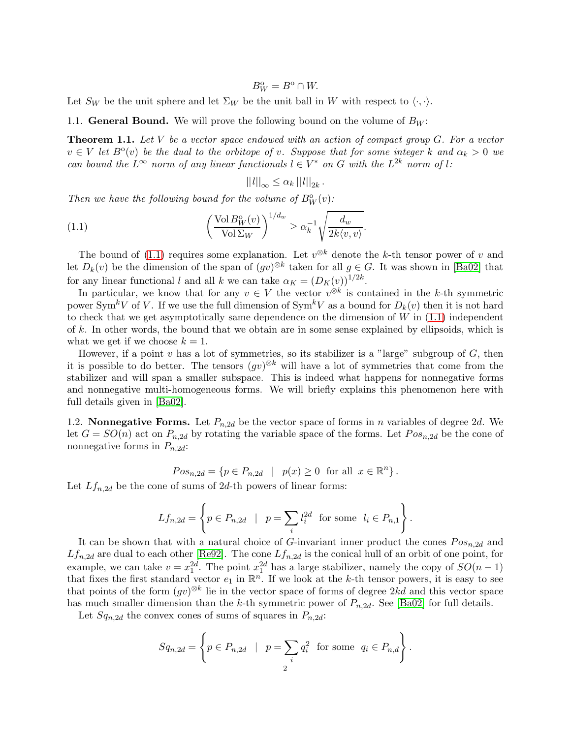$$B_W^{\mathrm{o}} = B^{\mathrm{o}} \cap W.$$

Let $S_W$ be the unit sphere and let $\Sigma_W$ be the unit ball in $W$ with respect to $\langle \cdot, \cdot \rangle$.

### 1.1. General Bound.

We will prove the following bound on the volume of $B_W$:

**Theorem 1.1.** *Let $V$ be a vector space endowed with an action of compact group $G$. For a vector $v \in V$ let $B^{\mathrm{o}}(v)$ be the dual to the orbitope of $v$. Suppose that for some integer $k$ and $\alpha_k > 0$ we can bound the $L^{\infty}$ norm of any linear functionals $l \in V^*$ on $G$ with the $L^{2k}$ norm of $l$:*

$$||l||_{\infty} \leq \alpha_k \, ||l||_{2k} \, .$$

*Then we have the following bound for the volume of $B_W^{\mathrm{o}}(v)$:*

$$\left( \frac{\operatorname{Vol} B_W^{\mathrm{o}}(v)}{\operatorname{Vol} \Sigma_W} \right)^{1/d_w} \geq \alpha_k^{-1} \sqrt{\frac{d_w}{2k \langle v, v \rangle}}. \tag{1.1}$$

The bound of (1.1) requires some explanation. Let $v^{\otimes k}$ denote the $k$-th tensor power of $v$ and let $D_k(v)$ be the dimension of the span of $(gv)^{\otimes k}$ taken for all $g \in G$. It was shown in [Ba02] that for any linear functional $l$ and all $k$ we can take $\alpha_K = (D_K(v))^{1/2k}$.

In particular, we know that for any $v \in V$ the vector $v^{\otimes k}$ is contained in the $k$-th symmetric power $\operatorname{Sym}^k V$ of $V$. If we use the full dimension of $\operatorname{Sym}^k V$ as a bound for $D_k(v)$ then it is not hard to check that we get asymptotically same dependence on the dimension of $W$ in (1.1) independent of $k$. In other words, the bound that we obtain are in some sense explained by ellipsoids, which is what we get if we choose $k = 1$.

However, if a point $v$ has a lot of symmetries, so its stabilizer is a "large" subgroup of $G$, then it is possible to do better. The tensors $(gv)^{\otimes k}$ will have a lot of symmetries that come from the stabilizer and will span a smaller subspace. This is indeed what happens for nonnegative forms and nonnegative multi-homogeneous forms. We will briefly explains this phenomenon here with full details given in [Ba02].

### 1.2. Nonnegative Forms.

Let $P_{n,2d}$ be the vector space of forms in $n$ variables of degree $2d$. We let $G = SO(n)$ act on $P_{n,2d}$ by rotating the variable space of the forms. Let $Pos_{n,2d}$ be the cone of nonnegative forms in $P_{n,2d}$:

$$Pos_{n,2d} = \left\{ p \in P_{n,2d} \quad | \quad p(x) \geq 0 \;\; \text{for all} \;\; x \in \mathbb{R}^n \right\}.$$

Let $Lf_{n,2d}$ be the cone of sums of $2d$-th powers of linear forms:

$$Lf_{n,2d} = \left\{ p \in P_{n,2d} \quad | \quad p = \sum_i l_i^{2d} \;\; \text{for some} \;\; l_i \in P_{n,1} \right\}.$$

It can be shown that with a natural choice of $G$-invariant inner product the cones $Pos_{n,2d}$ and $Lf_{n,2d}$ are dual to each other [Re92]. The cone $Lf_{n,2d}$ is the conical hull of an orbit of one point, for example, we can take $v = x_1^{2d}$. The point $x_1^{2d}$ has a large stabilizer, namely the copy of $SO(n-1)$ that fixes the first standard vector $e_1$ in $\mathbb{R}^n$. If we look at the $k$-th tensor powers, it is easy to see that points of the form $(gv)^{\otimes k}$ lie in the vector space of forms of degree $2kd$ and this vector space has much smaller dimension than the $k$-th symmetric power of $P_{n,2d}$. See [Ba02] for full details.

Let $Sq_{n,2d}$ the convex cones of sums of squares in $P_{n,2d}$:

$$Sq_{n,2d} = \left\{ p \in P_{n,2d} \quad | \quad p = \sum_i q_i^2 \;\; \text{for some} \;\; q_i \in P_{n,d} \right\}.$$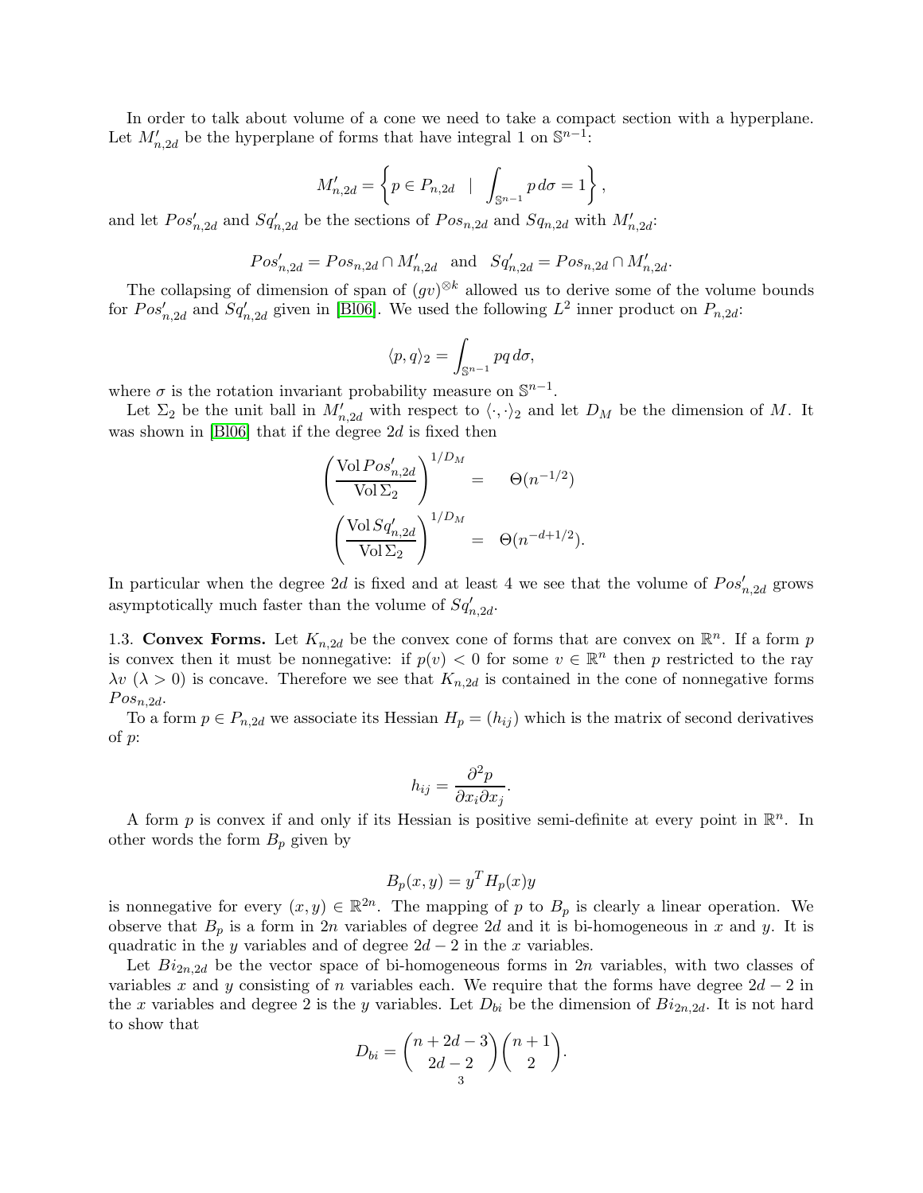In order to talk about volume of a cone we need to take a compact section with a hyperplane. Let $M'_{n,2d}$ be the hyperplane of forms that have integral 1 on $\mathbb{S}^{n-1}$:

$$M'_{n,2d} = \left\{ p \in P_{n,2d} \quad | \quad \int_{\mathbb{S}^{n-1}} p \, d\sigma = 1 \right\},$$

and let $Pos'_{n,2d}$ and $Sq'_{n,2d}$ be the sections of $Pos_{n,2d}$ and $Sq_{n,2d}$ with $M'_{n,2d}$:

$$Pos'_{n,2d} = Pos_{n,2d} \cap M'_{n,2d} \quad \text{and} \quad Sq'_{n,2d} = Pos_{n,2d} \cap M'_{n,2d}.$$

The collapsing of dimension of span of $(gv)^{\otimes k}$ allowed us to derive some of the volume bounds for $Pos'_{n,2d}$ and $Sq'_{n,2d}$ given in [Bl06]. We used the following $L^2$ inner product on $P_{n,2d}$:

$$\langle p, q \rangle_2 = \int_{\mathbb{S}^{n-1}} pq \, d\sigma,$$

where $\sigma$ is the rotation invariant probability measure on $\mathbb{S}^{n-1}$.

Let $\Sigma_2$ be the unit ball in $M'_{n,2d}$ with respect to $\langle \cdot, \cdot \rangle_2$ and let $D_M$ be the dimension of $M$. It was shown in [Bl06] that if the degree $2d$ is fixed then

$$\left( \frac{\operatorname{Vol} Pos'_{n,2d}}{\operatorname{Vol} \Sigma_2} \right)^{1/D_M} = \Theta(n^{-1/2})$$

$$\left( \frac{\operatorname{Vol} Sq'_{n,2d}}{\operatorname{Vol} \Sigma_2} \right)^{1/D_M} = \Theta(n^{-d+1/2}).$$

In particular when the degree $2d$ is fixed and at least 4 we see that the volume of $Pos'_{n,2d}$ grows asymptotically much faster than the volume of $Sq'_{n,2d}$.

**1.3. Convex Forms.** Let $K_{n,2d}$ be the convex cone of forms that are convex on $\mathbb{R}^n$. If a form $p$ is convex then it must be nonnegative: if $p(v) < 0$ for some $v \in \mathbb{R}^n$ then $p$ restricted to the ray $\lambda v$ $(\lambda > 0)$ is concave. Therefore we see that $K_{n,2d}$ is contained in the cone of nonnegative forms $Pos_{n,2d}$.

To a form $p \in P_{n,2d}$ we associate its Hessian $H_p = (h_{ij})$ which is the matrix of second derivatives of $p$:

$$h_{ij} = \frac{\partial^2 p}{\partial x_i \partial x_j}.$$

A form $p$ is convex if and only if its Hessian is positive semi-definite at every point in $\mathbb{R}^n$. In other words the form $B_p$ given by

$$B_p(x, y) = y^T H_p(x) y$$

is nonnegative for every $(x, y) \in \mathbb{R}^{2n}$. The mapping of $p$ to $B_p$ is clearly a linear operation. We observe that $B_p$ is a form in $2n$ variables of degree $2d$ and it is bi-homogeneous in $x$ and $y$. It is quadratic in the $y$ variables and of degree $2d-2$ in the $x$ variables.

Let $Bi_{2n,2d}$ be the vector space of bi-homogeneous forms in $2n$ variables, with two classes of variables $x$ and $y$ consisting of $n$ variables each. We require that the forms have degree $2d-2$ in the $x$ variables and degree 2 is the $y$ variables. Let $D_{bi}$ be the dimension of $Bi_{2n,2d}$. It is not hard to show that

$$D_{bi} = \binom{n+2d-3}{2d-2} \binom{n+1}{2}.$$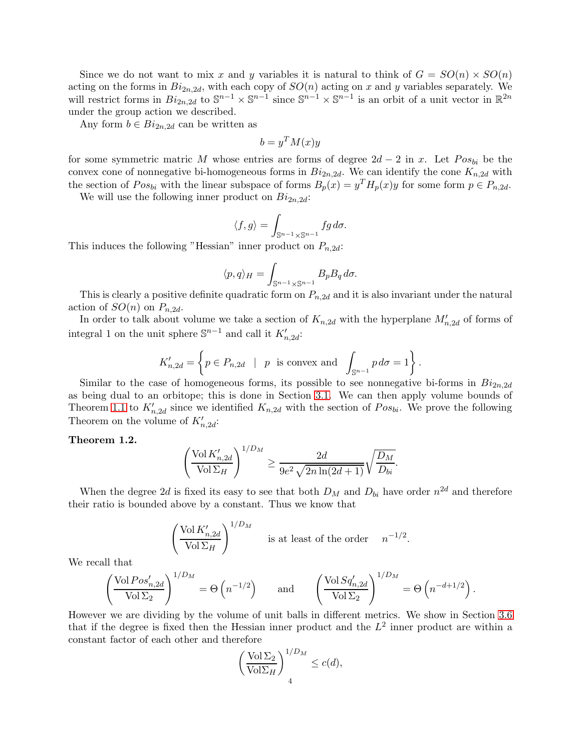Since we do not want to mix $x$ and $y$ variables it is natural to think of $G = SO(n) \times SO(n)$ acting on the forms in $Bi_{2n,2d}$, with each copy of $SO(n)$ acting on $x$ and $y$ variables separately. We will restrict forms in $Bi_{2n,2d}$ to $\mathbb{S}^{n-1} \times \mathbb{S}^{n-1}$ since $\mathbb{S}^{n-1} \times \mathbb{S}^{n-1}$ is an orbit of a unit vector in $\mathbb{R}^{2n}$ under the group action we described.

Any form $b \in Bi_{2n,2d}$ can be written as

$$b = y^T M(x) y$$

for some symmetric matric $M$ whose entries are forms of degree $2d-2$ in $x$. Let $Pos_{bi}$ be the convex cone of nonnegative bi-homogeneous forms in $Bi_{2n,2d}$. We can identify the cone $K_{n,2d}$ with the section of $Pos_{bi}$ with the linear subspace of forms $B_p(x) = y^T H_p(x) y$ for some form $p \in P_{n,2d}$.

We will use the following inner product on $Bi_{2n,2d}$:

$$\langle f, g \rangle = \int_{\mathbb{S}^{n-1} \times \mathbb{S}^{n-1}} fg \, d\sigma.$$

This induces the following "Hessian" inner product on $P_{n,2d}$:

$$\langle p, q \rangle_H = \int_{\mathbb{S}^{n-1} \times \mathbb{S}^{n-1}} B_p B_q \, d\sigma.$$

This is clearly a positive definite quadratic form on $P_{n,2d}$ and it is also invariant under the natural action of $SO(n)$ on $P_{n,2d}$.

In order to talk about volume we take a section of $K_{n,2d}$ with the hyperplane $M'_{n,2d}$ of forms of integral 1 on the unit sphere $\mathbb{S}^{n-1}$ and call it $K'_{n,2d}$:

$$K'_{n,2d} = \left\{ p \in P_{n,2d} \quad | \quad p \text{ is convex and } \int_{\mathbb{S}^{n-1}} p \, d\sigma = 1 \right\}.$$

Similar to the case of homogeneous forms, its possible to see nonnegative bi-forms in $Bi_{2n,2d}$ as being dual to an orbitope; this is done in Section 3.1. We can then apply volume bounds of Theorem 1.1 to $K'_{n,2d}$ since we identified $K_{n,2d}$ with the section of $Pos_{bi}$. We prove the following Theorem on the volume of $K'_{n,2d}$:

**Theorem 1.2.**

$$\left( \frac{\operatorname{Vol} K'_{n,2d}}{\operatorname{Vol} \Sigma_H} \right)^{1/D_M} \geq \frac{2d}{9e^2 \sqrt{2n \ln(2d+1)}} \sqrt{\frac{D_M}{D_{bi}}}.$$

When the degree $2d$ is fixed its easy to see that both $D_M$ and $D_{bi}$ have order $n^{2d}$ and therefore their ratio is bounded above by a constant. Thus we know that

$$\left( \frac{\operatorname{Vol} K'_{n,2d}}{\operatorname{Vol} \Sigma_H} \right)^{1/D_M} \quad \text{is at least of the order} \quad n^{-1/2}.$$

We recall that

$$\left( \frac{\operatorname{Vol} Pos'_{n,2d}}{\operatorname{Vol} \Sigma_2} \right)^{1/D_M} = \Theta\left(n^{-1/2}\right) \qquad \text{and} \qquad \left( \frac{\operatorname{Vol} Sq'_{n,2d}}{\operatorname{Vol} \Sigma_2} \right)^{1/D_M} = \Theta\left(n^{-d+1/2}\right).$$

However we are dividing by the volume of unit balls in different metrics. We show in Section 3.6 that if the degree is fixed then the Hessian inner product and the $L^2$ inner product are within a constant factor of each other and therefore

$$\left( \frac{\operatorname{Vol} \Sigma_2}{\operatorname{Vol} \Sigma_H} \right)^{1/D_M} \leq c(d),$$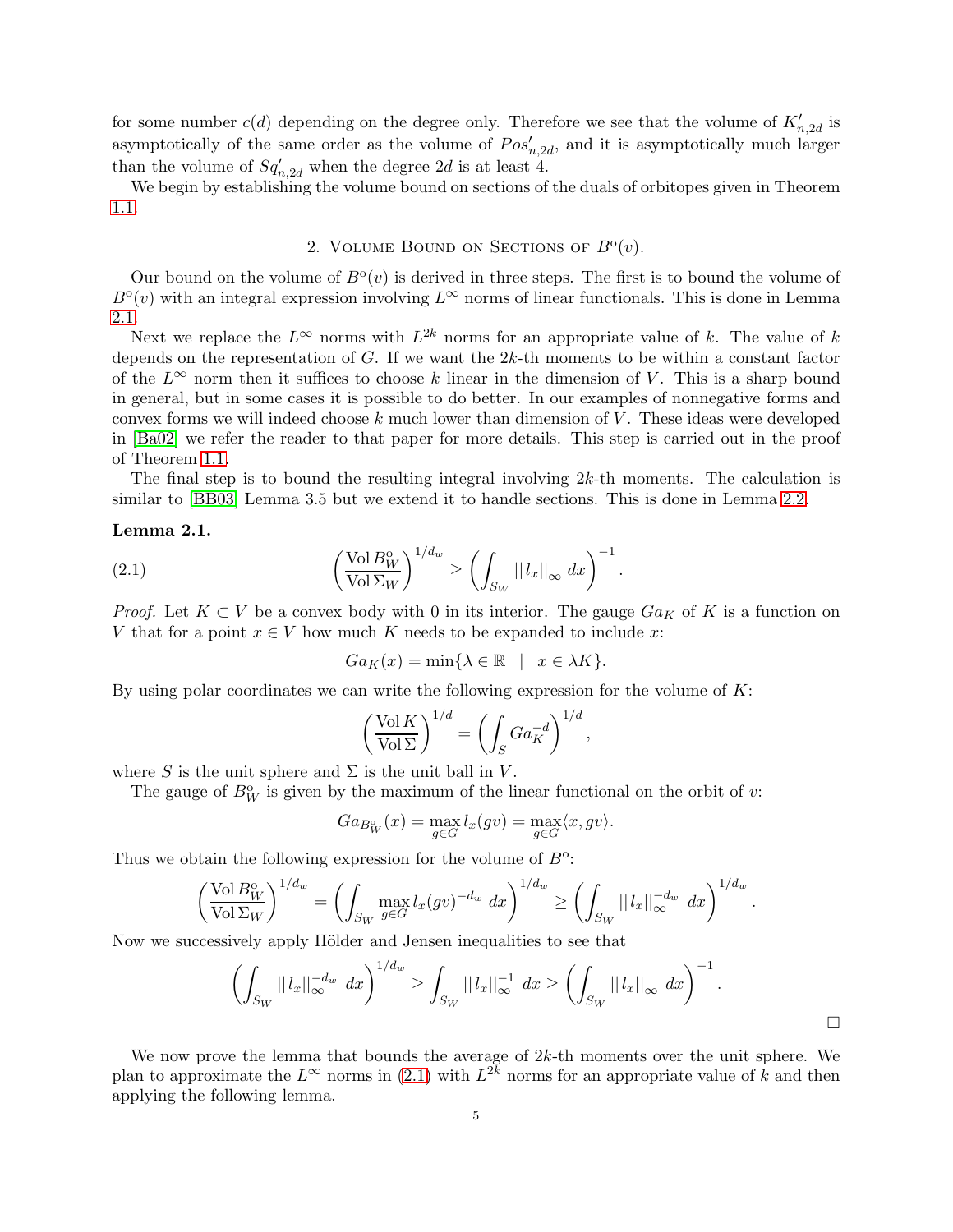for some number $c(d)$ depending on the degree only. Therefore we see that the volume of $K'_{n,2d}$ is asymptotically of the same order as the volume of $Pos'_{n,2d}$, and it is asymptotically much larger than the volume of $Sq'_{n,2d}$ when the degree $2d$ is at least 4.

We begin by establishing the volume bound on sections of the duals of orbitopes given in Theorem 1.1.

## 2. Volume Bound on Sections of $B^o(v)$.

Our bound on the volume of $B^o(v)$ is derived in three steps. The first is to bound the volume of $B^o(v)$ with an integral expression involving $L^\infty$ norms of linear functionals. This is done in Lemma 2.1.

Next we replace the $L^\infty$ norms with $L^{2k}$ norms for an appropriate value of $k$. The value of $k$ depends on the representation of $G$. If we want the $2k$-th moments to be within a constant factor of the $L^\infty$ norm then it suffices to choose $k$ linear in the dimension of $V$. This is a sharp bound in general, but in some cases it is possible to do better. In our examples of nonnegative forms and convex forms we will indeed choose $k$ much lower than dimension of $V$. These ideas were developed in [Ba02] we refer the reader to that paper for more details. This step is carried out in the proof of Theorem 1.1.

The final step is to bound the resulting integral involving $2k$-th moments. The calculation is similar to [BB03] Lemma 3.5 but we extend it to handle sections. This is done in Lemma 2.2.

**Lemma 2.1.**

$$\left(\frac{\operatorname{Vol} B^o_W}{\operatorname{Vol} \Sigma_W}\right)^{1/d_w} \geq \left(\int_{S_W} ||l_x||_\infty \, dx\right)^{-1}. \tag{2.1}$$

*Proof.* Let $K \subset V$ be a convex body with 0 in its interior. The gauge $Ga_K$ of $K$ is a function on $V$ that for a point $x \in V$ how much $K$ needs to be expanded to include $x$:

$$Ga_K(x) = \min\{\lambda \in \mathbb{R} \quad | \quad x \in \lambda K\}.$$

By using polar coordinates we can write the following expression for the volume of $K$:

$$\left(\frac{\operatorname{Vol} K}{\operatorname{Vol} \Sigma}\right)^{1/d} = \left(\int_S Ga_K^{-d}\right)^{1/d},$$

where $S$ is the unit sphere and $\Sigma$ is the unit ball in $V$.

The gauge of $B^o_W$ is given by the maximum of the linear functional on the orbit of $v$:

$$Ga_{B^o_W}(x) = \max_{g \in G} l_x(gv) = \max_{g\in G} \langle x, gv \rangle.$$

Thus we obtain the following expression for the volume of $B^o$:

$$\left(\frac{\operatorname{Vol} B^o_W}{\operatorname{Vol} \Sigma_W}\right)^{1/d_w} = \left(\int_{S_W} \max_{g\in G} l_x(gv)^{-d_w} \, dx\right)^{1/d_w} \geq \left(\int_{S_W} ||l_x||_\infty^{-d_w} \, dx\right)^{1/d_w}.$$

Now we successively apply Hölder and Jensen inequalities to see that

$$\left(\int_{S_W} ||l_x||_\infty^{-d_w} \, dx\right)^{1/d_w} \geq \int_{S_W} ||l_x||_\infty^{-1} \, dx \geq \left(\int_{S_W} ||l_x||_\infty \, dx\right)^{-1}.$$

□

We now prove the lemma that bounds the average of $2k$-th moments over the unit sphere. We plan to approximate the $L^\infty$ norms in (2.1) with $L^{2k}$ norms for an appropriate value of $k$ and then applying the following lemma.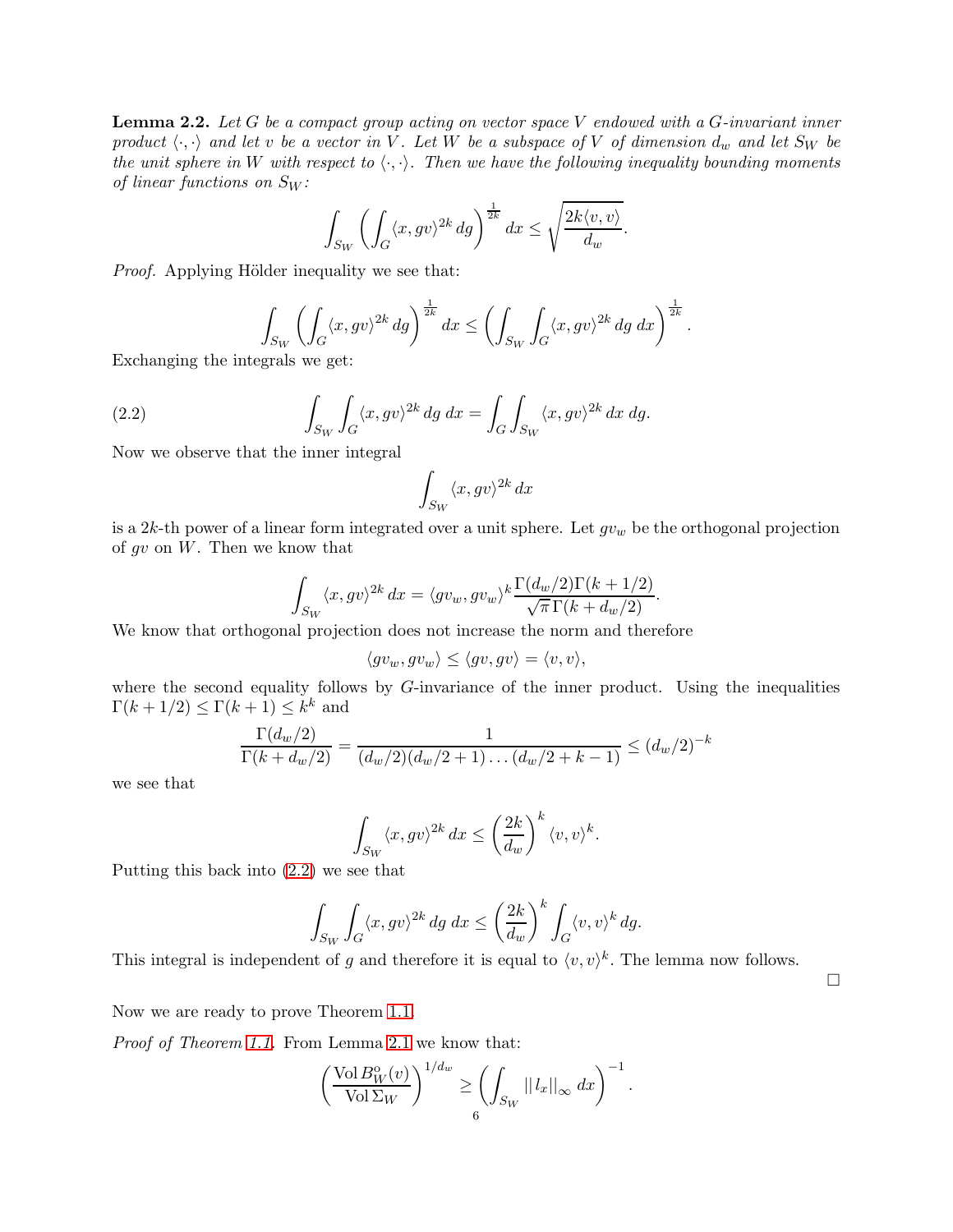**Lemma 2.2.** *Let $G$ be a compact group acting on vector space $V$ endowed with a $G$-invariant inner product $\langle \cdot, \cdot \rangle$ and let $v$ be a vector in $V$. Let $W$ be a subspace of $V$ of dimension $d_w$ and let $S_W$ be the unit sphere in $W$ with respect to $\langle \cdot, \cdot \rangle$. Then we have the following inequality bounding moments of linear functions on $S_W$:*

$$\int_{S_W} \left( \int_G \langle x, gv \rangle^{2k} \, dg \right)^{\frac{1}{2k}} dx \leq \sqrt{\frac{2k \langle v, v \rangle}{d_w}}.$$

*Proof.* Applying Hölder inequality we see that:

$$\int_{S_W} \left( \int_G \langle x, gv \rangle^{2k} \, dg \right)^{\frac{1}{2k}} dx \leq \left( \int_{S_W} \int_G \langle x, gv \rangle^{2k} \, dg \; dx \right)^{\frac{1}{2k}}.$$

Exchanging the integrals we get:

$$\int_{S_W} \int_G \langle x, gv \rangle^{2k} \, dg \; dx = \int_G \int_{S_W} \langle x, gv \rangle^{2k} \, dx \; dg. \tag{2.2}$$

Now we observe that the inner integral

$$\int_{S_W} \langle x, gv \rangle^{2k} \, dx$$

is a $2k$-th power of a linear form integrated over a unit sphere. Let $gv_w$ be the orthogonal projection of $gv$ on $W$. Then we know that

$$\int_{S_W} \langle x, gv \rangle^{2k} \, dx = \langle gv_w, gv_w \rangle^k \frac{\Gamma(d_w/2)\Gamma(k+1/2)}{\sqrt{\pi}\,\Gamma(k+d_w/2)}.$$

We know that orthogonal projection does not increase the norm and therefore

$$\langle gv_w, gv_w \rangle \leq \langle gv, gv \rangle = \langle v, v \rangle,$$

where the second equality follows by $G$-invariance of the inner product. Using the inequalities $\Gamma(k+1/2) \leq \Gamma(k+1) \leq k^k$ and

$$\frac{\Gamma(d_w/2)}{\Gamma(k+d_w/2)} = \frac{1}{(d_w/2)(d_w/2+1)\dots(d_w/2+k-1)} \leq (d_w/2)^{-k}$$

we see that

$$\int_{S_W} \langle x, gv \rangle^{2k} \, dx \leq \left( \frac{2k}{d_w} \right)^k \langle v, v \rangle^k.$$

Putting this back into (2.2) we see that

$$\int_{S_W} \int_G \langle x, gv \rangle^{2k} \, dg \; dx \leq \left( \frac{2k}{d_w} \right)^k \int_G \langle v, v \rangle^k \, dg.$$

This integral is independent of $g$ and therefore it is equal to $\langle v, v \rangle^k$. The lemma now follows. □

Now we are ready to prove Theorem 1.1.

*Proof of Theorem 1.1.* From Lemma 2.1 we know that:

$$\left( \frac{\operatorname{Vol} B_W^{o}(v)}{\operatorname{Vol} \Sigma_W} \right)^{1/d_w} \geq \left( \int_{S_W} ||\, l_x ||_\infty \, dx \right)^{-1}.$$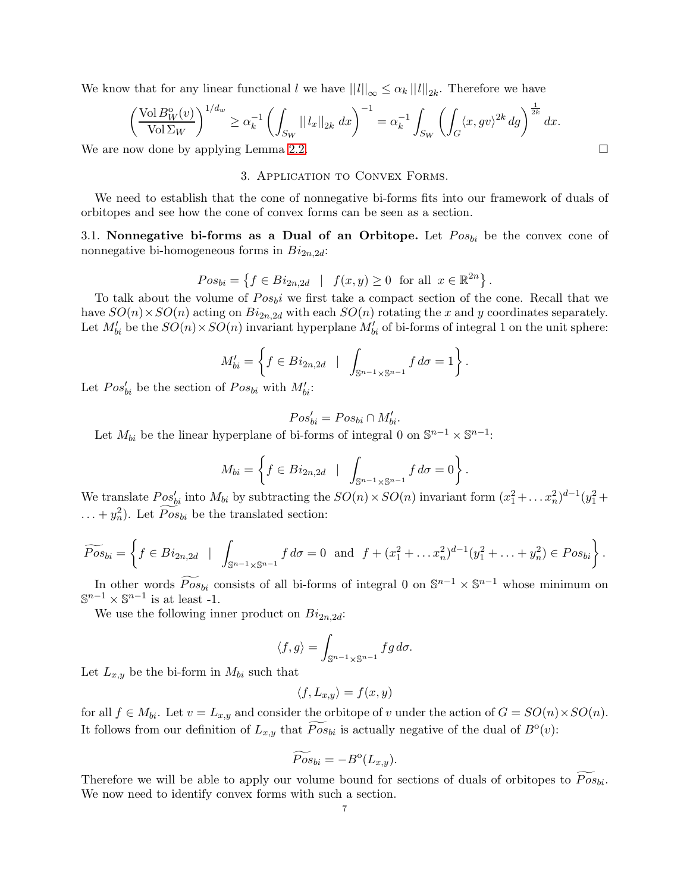We know that for any linear functional $l$ we have $||l||_\infty \leq \alpha_k \, ||l||_{2k}$. Therefore we have

$$\left(\frac{\operatorname{Vol} B_W^o(v)}{\operatorname{Vol} \Sigma_W}\right)^{1/d_w} \geq \alpha_k^{-1} \left(\int_{S_W} ||l_x||_{2k} \, dx\right)^{-1} = \alpha_k^{-1} \int_{S_W} \left(\int_G \langle x, gv\rangle^{2k} \, dg\right)^{\frac{1}{2k}} dx.$$

We are now done by applying Lemma 2.2. $\square$

## 3. Application to Convex Forms.

We need to establish that the cone of nonnegative bi-forms fits into our framework of duals of orbitopes and see how the cone of convex forms can be seen as a section.

### 3.1. Nonnegative bi-forms as a Dual of an Orbitope.

Let $Pos_{bi}$ be the convex cone of nonnegative bi-homogeneous forms in $Bi_{2n,2d}$:

$$Pos_{bi} = \left\{ f \in Bi_{2n,2d} \;\;|\;\; f(x,y) \geq 0 \;\text{ for all }\; x \in \mathbb{R}^{2n} \right\}.$$

To talk about the volume of $Pos_bi$ we first take a compact section of the cone. Recall that we have $SO(n) \times SO(n)$ acting on $Bi_{2n,2d}$ with each $SO(n)$ rotating the $x$ and $y$ coordinates separately. Let $M'_{bi}$ be the $SO(n) \times SO(n)$ invariant hyperplane $M'_{bi}$ of bi-forms of integral 1 on the unit sphere:

$$M'_{bi} = \left\{ f \in Bi_{2n,2d} \;\;|\;\; \int_{\mathbb{S}^{n-1} \times \mathbb{S}^{n-1}} f \, d\sigma = 1 \right\}.$$

Let $Pos'_{bi}$ be the section of $Pos_{bi}$ with $M'_{bi}$:

$$Pos'_{bi} = Pos_{bi} \cap M'_{bi}.$$

Let $M_{bi}$ be the linear hyperplane of bi-forms of integral 0 on $\mathbb{S}^{n-1} \times \mathbb{S}^{n-1}$:

$$M_{bi} = \left\{ f \in Bi_{2n,2d} \;\;|\;\; \int_{\mathbb{S}^{n-1} \times \mathbb{S}^{n-1}} f \, d\sigma = 0 \right\}.$$

We translate $Pos'_{bi}$ into $M_{bi}$ by subtracting the $SO(n) \times SO(n)$ invariant form $(x_1^2 + \ldots x_n^2)^{d-1}(y_1^2 + \ldots + y_n^2)$. Let $\widetilde{Pos}_{bi}$ be the translated section:

$$\widetilde{Pos}_{bi} = \left\{ f \in Bi_{2n,2d} \;\;|\;\; \int_{\mathbb{S}^{n-1} \times \mathbb{S}^{n-1}} f \, d\sigma = 0 \;\text{ and }\; f + (x_1^2 + \ldots x_n^2)^{d-1}(y_1^2 + \ldots + y_n^2) \in Pos_{bi} \right\}.$$

In other words $\widetilde{Pos}_{bi}$ consists of all bi-forms of integral 0 on $\mathbb{S}^{n-1} \times \mathbb{S}^{n-1}$ whose minimum on $\mathbb{S}^{n-1} \times \mathbb{S}^{n-1}$ is at least -1.

We use the following inner product on $Bi_{2n,2d}$:

$$\langle f, g \rangle = \int_{\mathbb{S}^{n-1} \times \mathbb{S}^{n-1}} fg \, d\sigma.$$

Let $L_{x,y}$ be the bi-form in $M_{bi}$ such that

$$\langle f, L_{x,y} \rangle = f(x,y)$$

for all $f \in M_{bi}$. Let $v = L_{x,y}$ and consider the orbitope of $v$ under the action of $G = SO(n) \times SO(n)$. It follows from our definition of $L_{x,y}$ that $\widetilde{Pos}_{bi}$ is actually negative of the dual of $B^o(v)$:

$$\widetilde{Pos}_{bi} = -B^o(L_{x,y}).$$

Therefore we will be able to apply our volume bound for sections of duals of orbitopes to $\widetilde{Pos}_{bi}$. We now need to identify convex forms with such a section.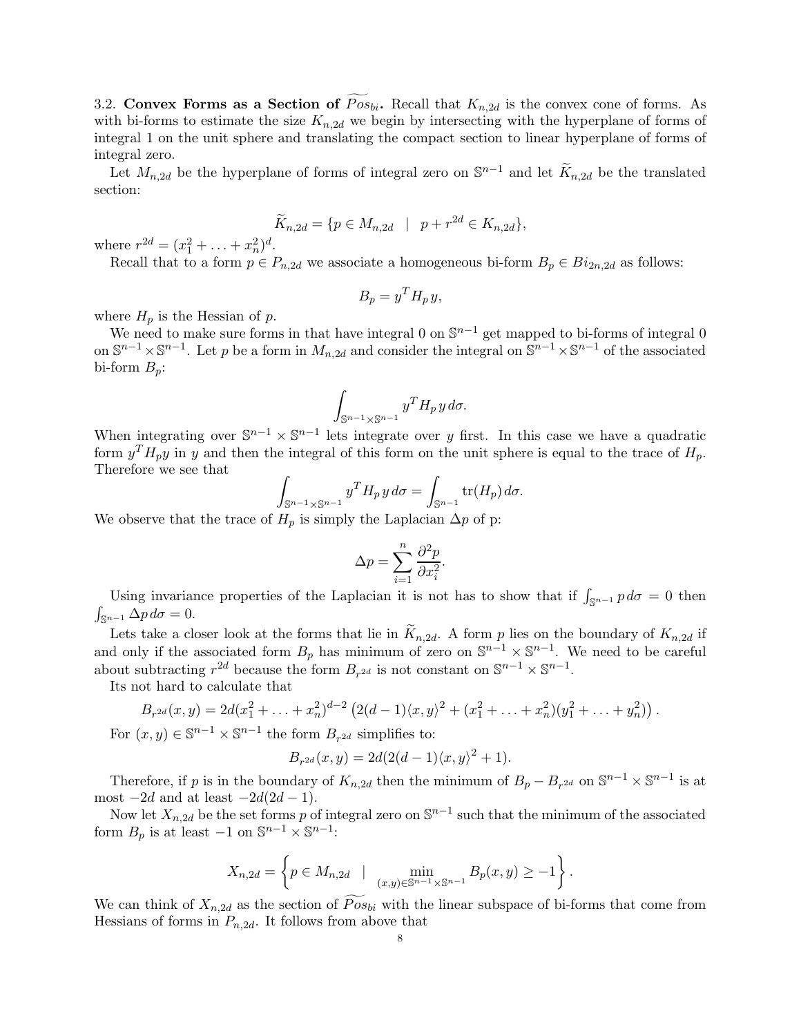3.2. **Convex Forms as a Section of $\widetilde{Pos}_{bi}$.** Recall that $K_{n,2d}$ is the convex cone of forms. As with bi-forms to estimate the size $K_{n,2d}$ we begin by intersecting with the hyperplane of forms of integral 1 on the unit sphere and translating the compact section to linear hyperplane of forms of integral zero.

Let $M_{n,2d}$ be the hyperplane of forms of integral zero on $\mathbb{S}^{n-1}$ and let $\widetilde{K}_{n,2d}$ be the translated section:

$$\widetilde{K}_{n,2d} = \{p \in M_{n,2d} \quad | \quad p + r^{2d} \in K_{n,2d}\},$$

where $r^{2d} = (x_1^2 + \ldots + x_n^2)^d$.

Recall that to a form $p \in P_{n,2d}$ we associate a homogeneous bi-form $B_p \in Bi_{2n,2d}$ as follows:

$$B_p = y^T H_p \, y,$$

where $H_p$ is the Hessian of $p$.

We need to make sure forms in that have integral 0 on $\mathbb{S}^{n-1}$ get mapped to bi-forms of integral 0 on $\mathbb{S}^{n-1} \times \mathbb{S}^{n-1}$. Let $p$ be a form in $M_{n,2d}$ and consider the integral on $\mathbb{S}^{n-1} \times \mathbb{S}^{n-1}$ of the associated bi-form $B_p$:

$$\int_{\mathbb{S}^{n-1} \times \mathbb{S}^{n-1}} y^T H_p \, y \, d\sigma.$$

When integrating over $\mathbb{S}^{n-1} \times \mathbb{S}^{n-1}$ lets integrate over $y$ first. In this case we have a quadratic form $y^T H_p y$ in $y$ and then the integral of this form on the unit sphere is equal to the trace of $H_p$. Therefore we see that

$$\int_{\mathbb{S}^{n-1} \times \mathbb{S}^{n-1}} y^T H_p \, y \, d\sigma = \int_{\mathbb{S}^{n-1}} \operatorname{tr}(H_p) \, d\sigma.$$

We observe that the trace of $H_p$ is simply the Laplacian $\Delta p$ of p:

$$\Delta p = \sum_{i=1}^{n} \frac{\partial^2 p}{\partial x_i^2}.$$

Using invariance properties of the Laplacian it is not has to show that if $\int_{\mathbb{S}^{n-1}} p \, d\sigma = 0$ then $\int_{\mathbb{S}^{n-1}} \Delta p \, d\sigma = 0$.

Lets take a closer look at the forms that lie in $\widetilde{K}_{n,2d}$. A form $p$ lies on the boundary of $K_{n,2d}$ if and only if the associated form $B_p$ has minimum of zero on $\mathbb{S}^{n-1} \times \mathbb{S}^{n-1}$. We need to be careful about subtracting $r^{2d}$ because the form $B_{r^{2d}}$ is not constant on $\mathbb{S}^{n-1} \times \mathbb{S}^{n-1}$.

Its not hard to calculate that

$$B_{r^{2d}}(x,y) = 2d(x_1^2 + \ldots + x_n^2)^{d-2} \left( 2(d-1)\langle x, y \rangle^2 + (x_1^2 + \ldots + x_n^2)(y_1^2 + \ldots + y_n^2) \right).$$

For $(x,y) \in \mathbb{S}^{n-1} \times \mathbb{S}^{n-1}$ the form $B_{r^{2d}}$ simplifies to:

$$B_{r^{2d}}(x,y) = 2d(2(d-1)\langle x, y \rangle^2 + 1).$$

Therefore, if $p$ is in the boundary of $K_{n,2d}$ then the minimum of $B_p - B_{r^{2d}}$ on $\mathbb{S}^{n-1} \times \mathbb{S}^{n-1}$ is at most $-2d$ and at least $-2d(2d-1)$.

Now let $X_{n,2d}$ be the set forms $p$ of integral zero on $\mathbb{S}^{n-1}$ such that the minimum of the associated form $B_p$ is at least $-1$ on $\mathbb{S}^{n-1} \times \mathbb{S}^{n-1}$:

$$X_{n,2d} = \left\{ p \in M_{n,2d} \quad | \quad \min_{(x,y) \in \mathbb{S}^{n-1} \times \mathbb{S}^{n-1}} B_p(x,y) \geq -1 \right\}.$$

We can think of $X_{n,2d}$ as the section of $\widetilde{Pos}_{bi}$ with the linear subspace of bi-forms that come from Hessians of forms in $P_{n,2d}$. It follows from above that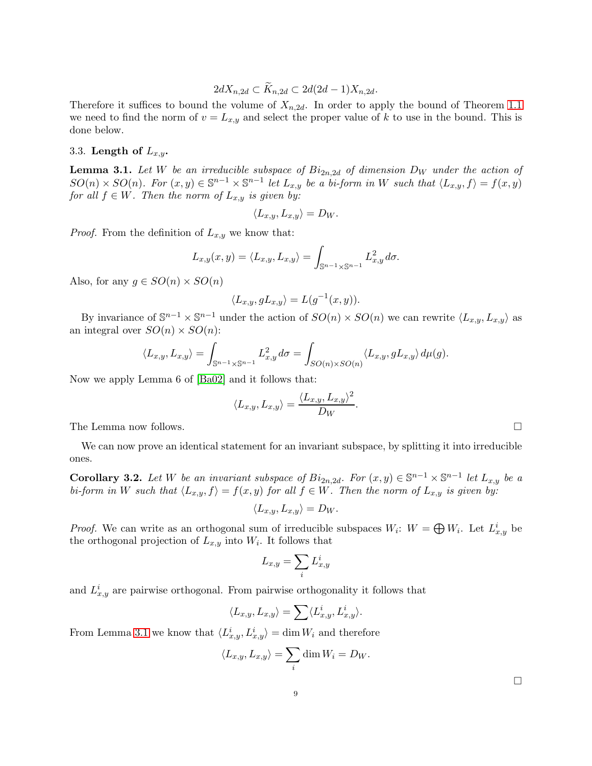$$2dX_{n,2d} \subset \widetilde{K}_{n,2d} \subset 2d(2d-1)X_{n,2d}.$$

Therefore it suffices to bound the volume of $X_{n,2d}$. In order to apply the bound of Theorem 1.1 we need to find the norm of $v = L_{x,y}$ and select the proper value of $k$ to use in the bound. This is done below.

### 3.3. Length of $L_{x,y}$.

**Lemma 3.1.** *Let $W$ be an irreducible subspace of $Bi_{2n,2d}$ of dimension $D_W$ under the action of $SO(n) \times SO(n)$. For $(x,y) \in \mathbb{S}^{n-1} \times \mathbb{S}^{n-1}$ let $L_{x,y}$ be a bi-form in $W$ such that $\langle L_{x,y}, f \rangle = f(x,y)$ for all $f \in W$. Then the norm of $L_{x,y}$ is given by:*

$$\langle L_{x,y}, L_{x,y} \rangle = D_W.$$

*Proof.* From the definition of $L_{x,y}$ we know that:

$$L_{x,y}(x,y) = \langle L_{x,y}, L_{x,y} \rangle = \int_{\mathbb{S}^{n-1} \times \mathbb{S}^{n-1}} L_{x,y}^2 \, d\sigma.$$

Also, for any $g \in SO(n) \times SO(n)$

$$\langle L_{x,y}, gL_{x,y} \rangle = L(g^{-1}(x,y)).$$

By invariance of $\mathbb{S}^{n-1} \times \mathbb{S}^{n-1}$ under the action of $SO(n) \times SO(n)$ we can rewrite $\langle L_{x,y}, L_{x,y} \rangle$ as an integral over $SO(n) \times SO(n)$:

$$\langle L_{x,y}, L_{x,y} \rangle = \int_{\mathbb{S}^{n-1} \times \mathbb{S}^{n-1}} L_{x,y}^2 \, d\sigma = \int_{SO(n) \times SO(n)} \langle L_{x,y}, gL_{x,y} \rangle \, d\mu(g).$$

Now we apply Lemma 6 of [Ba02] and it follows that:

$$\langle L_{x,y}, L_{x,y} \rangle = \frac{\langle L_{x,y}, L_{x,y} \rangle^2}{D_W}.$$

The Lemma now follows. $\square$

We can now prove an identical statement for an invariant subspace, by splitting it into irreducible ones.

**Corollary 3.2.** *Let $W$ be an invariant subspace of $Bi_{2n,2d}$. For $(x,y) \in \mathbb{S}^{n-1} \times \mathbb{S}^{n-1}$ let $L_{x,y}$ be a bi-form in $W$ such that $\langle L_{x,y}, f \rangle = f(x,y)$ for all $f \in W$. Then the norm of $L_{x,y}$ is given by:*

$$\langle L_{x,y}, L_{x,y} \rangle = D_W.$$

*Proof.* We can write as an orthogonal sum of irreducible subspaces $W_i$: $W = \bigoplus W_i$. Let $L_{x,y}^i$ be the orthogonal projection of $L_{x,y}$ into $W_i$. It follows that

$$L_{x,y} = \sum_i L_{x,y}^i$$

and $L_{x,y}^i$ are pairwise orthogonal. From pairwise orthogonality it follows that

$$\langle L_{x,y}, L_{x,y} \rangle = \sum \langle L_{x,y}^i, L_{x,y}^i \rangle.$$

From Lemma 3.1 we know that $\langle L_{x,y}^i, L_{x,y}^i \rangle = \dim W_i$ and therefore

$$\langle L_{x,y}, L_{x,y} \rangle = \sum_i \dim W_i = D_W.$$

$\square$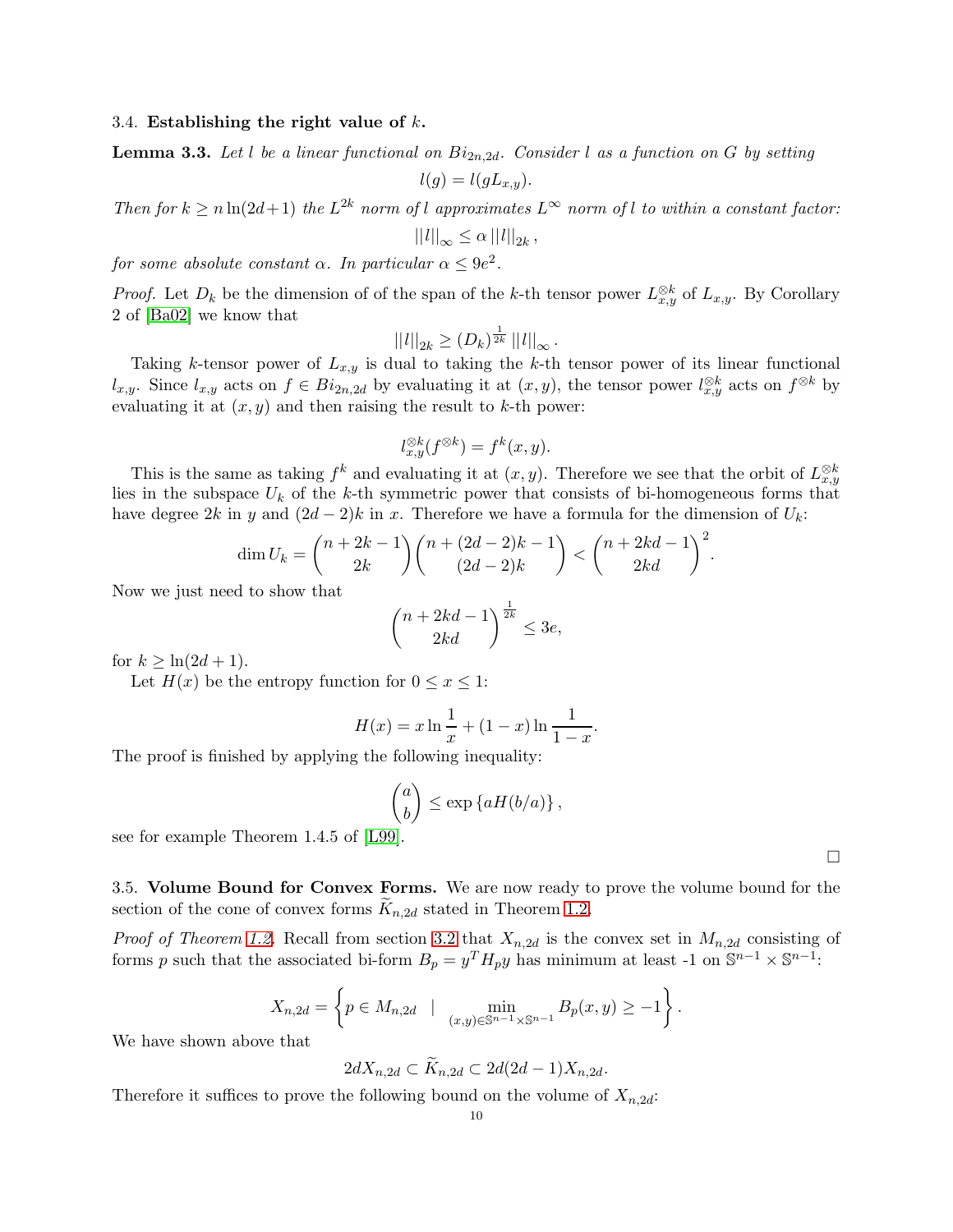### 3.4. Establishing the right value of $k$.

**Lemma 3.3.** *Let $l$ be a linear functional on $Bi_{2n,2d}$. Consider $l$ as a function on $G$ by setting*

$$l(g) = l(gL_{x,y}).$$

*Then for $k \geq n\ln(2d+1)$ the $L^{2k}$ norm of $l$ approximates $L^{\infty}$ norm of $l$ to within a constant factor:*

$$||l||_{\infty} \leq \alpha \, ||l||_{2k} \,,$$

*for some absolute constant $\alpha$. In particular $\alpha \leq 9e^2$.*

*Proof.* Let $D_k$ be the dimension of of the span of the $k$-th tensor power $L_{x,y}^{\otimes k}$ of $L_{x,y}$. By Corollary 2 of [Ba02] we know that

$$||l||_{2k} \geq (D_k)^{\frac{1}{2k}} \, ||l||_{\infty} \,.$$

Taking $k$-tensor power of $L_{x,y}$ is dual to taking the $k$-th tensor power of its linear functional $l_{x,y}$. Since $l_{x,y}$ acts on $f \in Bi_{2n,2d}$ by evaluating it at $(x, y)$, the tensor power $l_{x,y}^{\otimes k}$ acts on $f^{\otimes k}$ by evaluating it at $(x, y)$ and then raising the result to $k$-th power:

$$l_{x,y}^{\otimes k}(f^{\otimes k}) = f^k(x, y).$$

This is the same as taking $f^k$ and evaluating it at $(x, y)$. Therefore we see that the orbit of $L_{x,y}^{\otimes k}$ lies in the subspace $U_k$ of the $k$-th symmetric power that consists of bi-homogeneous forms that have degree $2k$ in $y$ and $(2d-2)k$ in $x$. Therefore we have a formula for the dimension of $U_k$:

$$\dim U_k = \binom{n+2k-1}{2k}\binom{n+(2d-2)k-1}{(2d-2)k} < \binom{n+2kd-1}{2kd}^2.$$

Now we just need to show that

$$\binom{n+2kd-1}{2kd}^{\frac{1}{2k}} \leq 3e,$$

for $k \geq \ln(2d+1)$.

Let $H(x)$ be the entropy function for $0 \leq x \leq 1$:

$$H(x) = x\ln\frac{1}{x} + (1-x)\ln\frac{1}{1-x}.$$

The proof is finished by applying the following inequality:

$$\binom{a}{b} \leq \exp\left\{aH(b/a)\right\},$$

see for example Theorem 1.4.5 of [L99].

□

### 3.5. Volume Bound for Convex Forms.

We are now ready to prove the volume bound for the section of the cone of convex forms $\widetilde{K}_{n,2d}$ stated in Theorem 1.2.

*Proof of Theorem 1.2.* Recall from section 3.2 that $X_{n,2d}$ is the convex set in $M_{n,2d}$ consisting of forms $p$ such that the associated bi-form $B_p = y^T H_p y$ has minimum at least -1 on $\mathbb{S}^{n-1} \times \mathbb{S}^{n-1}$:

$$X_{n,2d} = \left\{ p \in M_{n,2d} \quad | \quad \min_{(x,y)\in\mathbb{S}^{n-1}\times\mathbb{S}^{n-1}} B_p(x,y) \geq -1 \right\}.$$

We have shown above that

$$2dX_{n,2d} \subset \widetilde{K}_{n,2d} \subset 2d(2d-1)X_{n,2d}.$$

Therefore it suffices to prove the following bound on the volume of $X_{n,2d}$: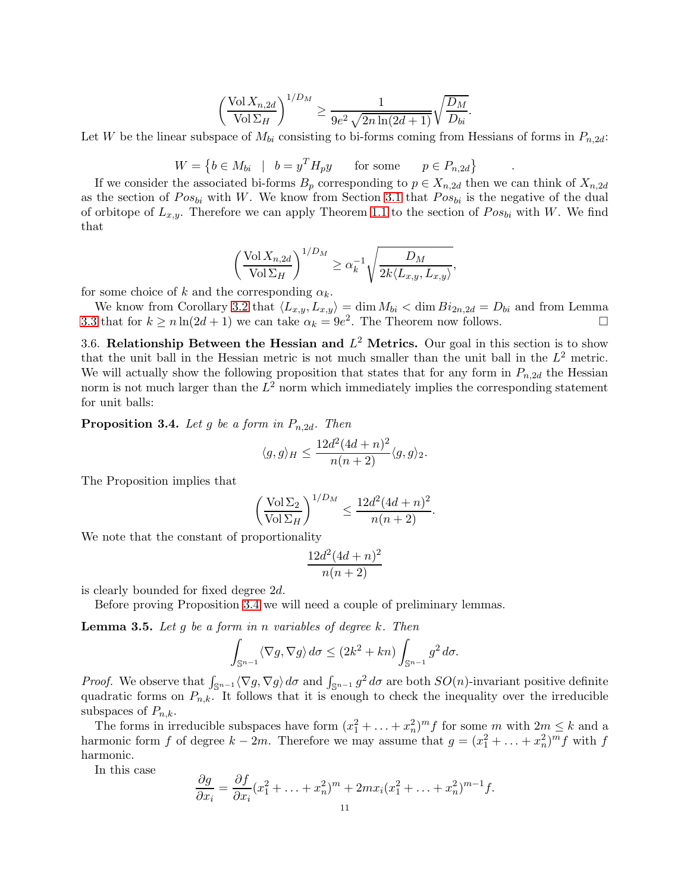$$\left(\frac{\operatorname{Vol} X_{n,2d}}{\operatorname{Vol} \Sigma_H}\right)^{1/D_M} \geq \frac{1}{9e^2\sqrt{2n\ln(2d+1)}}\sqrt{\frac{D_M}{D_{bi}}}.$$

Let $W$ be the linear subspace of $M_{bi}$ consisting to bi-forms coming from Hessians of forms in $P_{n,2d}$:

$$W = \left\{ b \in M_{bi} \quad | \quad b = y^T H_p y \qquad \text{for some} \qquad p \in P_{n,2d} \right\} \qquad .$$

If we consider the associated bi-forms $B_p$ corresponding to $p \in X_{n,2d}$ then we can think of $X_{n,2d}$ as the section of $Pos_{bi}$ with $W$. We know from Section 3.1 that $Pos_{bi}$ is the negative of the dual of orbitope of $L_{x,y}$. Therefore we can apply Theorem 1.1 to the section of $Pos_{bi}$ with $W$. We find that

$$\left(\frac{\operatorname{Vol} X_{n,2d}}{\operatorname{Vol} \Sigma_H}\right)^{1/D_M} \geq \alpha_k^{-1}\sqrt{\frac{D_M}{2k\langle L_{x,y}, L_{x,y}\rangle}},$$

for some choice of $k$ and the corresponding $\alpha_k$.

We know from Corollary 3.2 that $\langle L_{x,y}, L_{x,y}\rangle = \dim M_{bi} < \dim Bi_{2n,2d} = D_{bi}$ and from Lemma 3.3 that for $k \geq n\ln(2d+1)$ we can take $\alpha_k = 9e^2$. The Theorem now follows. $\square$

3.6. **Relationship Between the Hessian and $L^2$ Metrics.** Our goal in this section is to show that the unit ball in the Hessian metric is not much smaller than the unit ball in the $L^2$ metric. We will actually show the following proposition that states that for any form in $P_{n,2d}$ the Hessian norm is not much larger than the $L^2$ norm which immediately implies the corresponding statement for unit balls:

**Proposition 3.4.** *Let $g$ be a form in $P_{n,2d}$. Then*

$$\langle g, g\rangle_H \leq \frac{12d^2(4d+n)^2}{n(n+2)}\langle g, g\rangle_2.$$

The Proposition implies that

$$\left(\frac{\operatorname{Vol} \Sigma_2}{\operatorname{Vol} \Sigma_H}\right)^{1/D_M} \leq \frac{12d^2(4d+n)^2}{n(n+2)}.$$

We note that the constant of proportionality

$$\frac{12d^2(4d+n)^2}{n(n+2)}$$

is clearly bounded for fixed degree $2d$.

Before proving Proposition 3.4 we will need a couple of preliminary lemmas.

**Lemma 3.5.** *Let $g$ be a form in $n$ variables of degree $k$. Then*

$$\int_{\mathbb{S}^{n-1}} \langle \nabla g, \nabla g\rangle \, d\sigma \leq (2k^2 + kn)\int_{\mathbb{S}^{n-1}} g^2 \, d\sigma.$$

*Proof.* We observe that $\int_{\mathbb{S}^{n-1}} \langle \nabla g, \nabla g\rangle \, d\sigma$ and $\int_{\mathbb{S}^{n-1}} g^2 \, d\sigma$ are both $SO(n)$-invariant positive definite quadratic forms on $P_{n,k}$. It follows that it is enough to check the inequality over the irreducible subspaces of $P_{n,k}$.

The forms in irreducible subspaces have form $(x_1^2 + \ldots + x_n^2)^m f$ for some $m$ with $2m \leq k$ and a harmonic form $f$ of degree $k - 2m$. Therefore we may assume that $g = (x_1^2 + \ldots + x_n^2)^m f$ with $f$ harmonic.

In this case

$$\frac{\partial g}{\partial x_i} = \frac{\partial f}{\partial x_i}(x_1^2 + \ldots + x_n^2)^m + 2mx_i(x_1^2 + \ldots + x_n^2)^{m-1} f.$$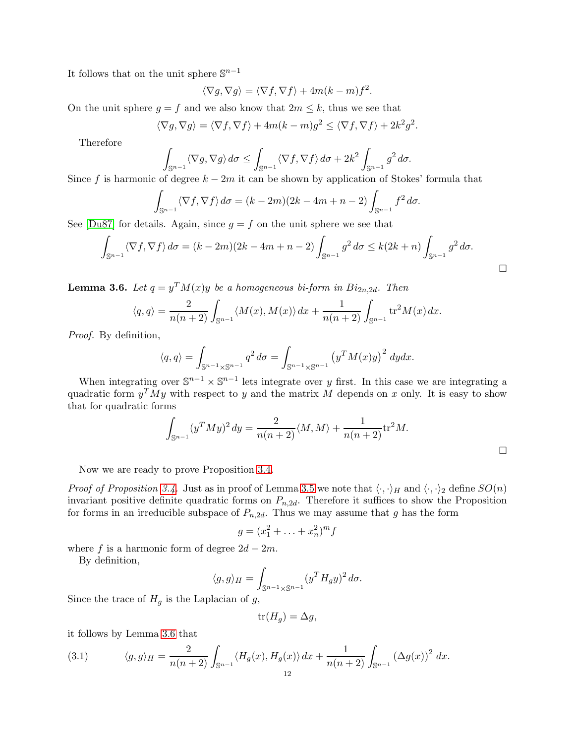It follows that on the unit sphere $\mathbb{S}^{n-1}$

$$\langle \nabla g, \nabla g \rangle = \langle \nabla f, \nabla f \rangle + 4m(k-m)f^2.$$

On the unit sphere $g = f$ and we also know that $2m \leq k$, thus we see that

$$\langle \nabla g, \nabla g \rangle = \langle \nabla f, \nabla f \rangle + 4m(k-m)g^2 \leq \langle \nabla f, \nabla f \rangle + 2k^2 g^2.$$

Therefore

$$\int_{\mathbb{S}^{n-1}} \langle \nabla g, \nabla g \rangle \, d\sigma \leq \int_{\mathbb{S}^{n-1}} \langle \nabla f, \nabla f \rangle \, d\sigma + 2k^2 \int_{\mathbb{S}^{n-1}} g^2 \, d\sigma.$$

Since $f$ is harmonic of degree $k - 2m$ it can be shown by application of Stokes' formula that

$$\int_{\mathbb{S}^{n-1}} \langle \nabla f, \nabla f \rangle \, d\sigma = (k-2m)(2k-4m+n-2) \int_{\mathbb{S}^{n-1}} f^2 \, d\sigma.$$

See [Du87] for details. Again, since $g = f$ on the unit sphere we see that

$$\int_{\mathbb{S}^{n-1}} \langle \nabla f, \nabla f \rangle \, d\sigma = (k-2m)(2k-4m+n-2) \int_{\mathbb{S}^{n-1}} g^2 \, d\sigma \leq k(2k+n) \int_{\mathbb{S}^{n-1}} g^2 \, d\sigma.$$

□

**Lemma 3.6.** *Let $q = y^T M(x) y$ be a homogeneous bi-form in $Bi_{2n,2d}$. Then*

$$\langle q, q \rangle = \frac{2}{n(n+2)} \int_{\mathbb{S}^{n-1}} \langle M(x), M(x) \rangle \, dx + \frac{1}{n(n+2)} \int_{\mathbb{S}^{n-1}} \operatorname{tr}^2 M(x) \, dx.$$

*Proof.* By definition,

$$\langle q, q \rangle = \int_{\mathbb{S}^{n-1} \times \mathbb{S}^{n-1}} q^2 \, d\sigma = \int_{\mathbb{S}^{n-1} \times \mathbb{S}^{n-1}} \left( y^T M(x) y \right)^2 \, dy dx.$$

When integrating over $\mathbb{S}^{n-1} \times \mathbb{S}^{n-1}$ lets integrate over $y$ first. In this case we are integrating a quadratic form $y^T M y$ with respect to $y$ and the matrix $M$ depends on $x$ only. It is easy to show that for quadratic forms

$$\int_{\mathbb{S}^{n-1}} (y^T M y)^2 \, dy = \frac{2}{n(n+2)} \langle M, M \rangle + \frac{1}{n(n+2)} \operatorname{tr}^2 M.$$

□

Now we are ready to prove Proposition 3.4.

*Proof of Proposition 3.4.* Just as in proof of Lemma 3.5 we note that $\langle \cdot, \cdot \rangle_H$ and $\langle \cdot, \cdot \rangle_2$ define $SO(n)$ invariant positive definite quadratic forms on $P_{n,2d}$. Therefore it suffices to show the Proposition for forms in an irreducible subspace of $P_{n,2d}$. Thus we may assume that $g$ has the form

$$g = (x_1^2 + \ldots + x_n^2)^m f$$

where $f$ is a harmonic form of degree $2d - 2m$.

By definition,

$$\langle g, g \rangle_H = \int_{\mathbb{S}^{n-1} \times \mathbb{S}^{n-1}} (y^T H_g y)^2 \, d\sigma.$$

Since the trace of $H_g$ is the Laplacian of $g$,

$$\operatorname{tr}(H_g) = \Delta g,$$

it follows by Lemma 3.6 that

$$\langle g, g \rangle_H = \frac{2}{n(n+2)} \int_{\mathbb{S}^{n-1}} \langle H_g(x), H_g(x) \rangle \, dx + \frac{1}{n(n+2)} \int_{\mathbb{S}^{n-1}} (\Delta g(x))^2 \, dx. \tag{3.1}$$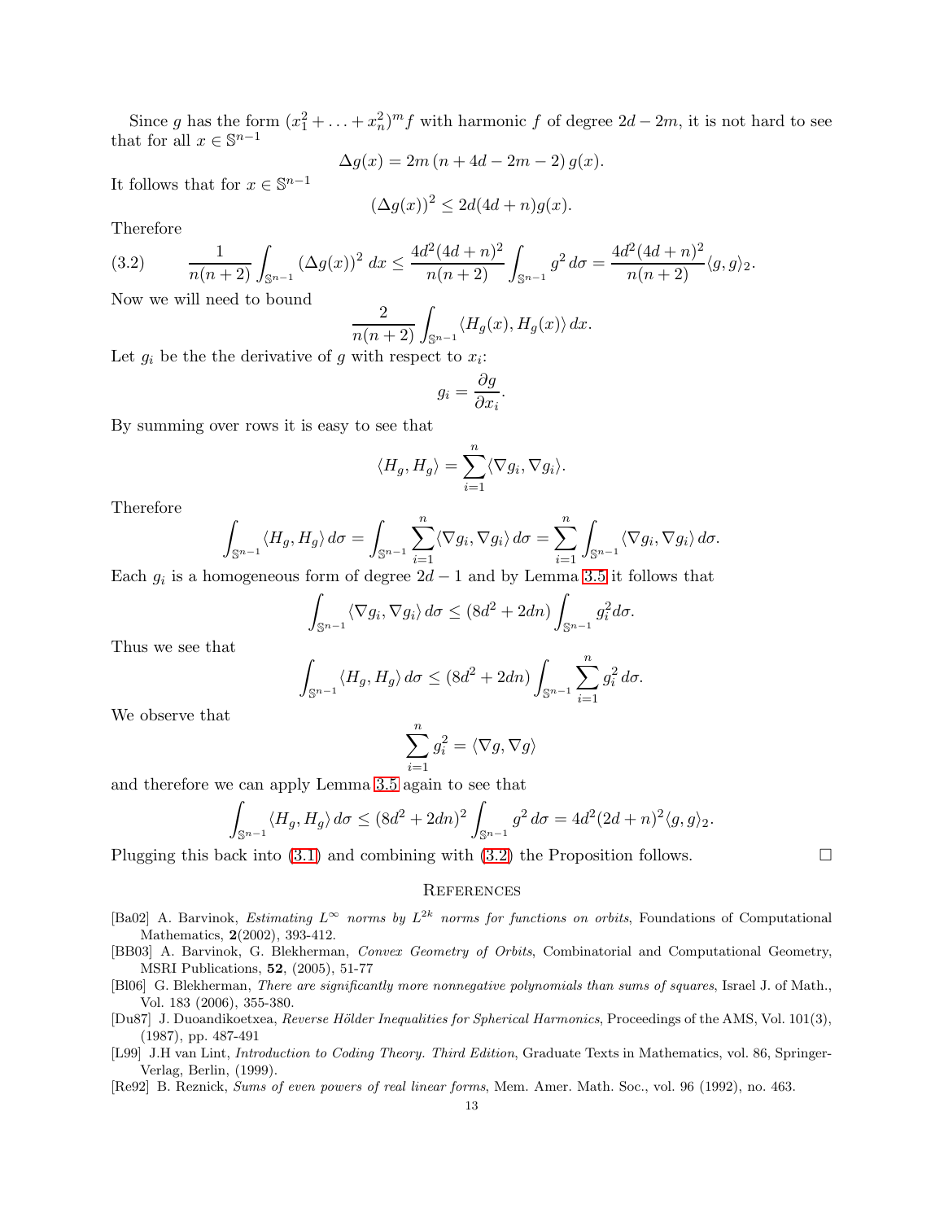Since $g$ has the form $(x_1^2 + \ldots + x_n^2)^m f$ with harmonic $f$ of degree $2d - 2m$, it is not hard to see that for all $x \in \mathbb{S}^{n-1}$

$$\Delta g(x) = 2m\,(n + 4d - 2m - 2)\,g(x).$$

It follows that for $x \in \mathbb{S}^{n-1}$

$$(\Delta g(x))^2 \leq 2d(4d + n)g(x).$$

Therefore

$$\frac{1}{n(n+2)} \int_{\mathbb{S}^{n-1}} (\Delta g(x))^2 \, dx \leq \frac{4d^2(4d+n)^2}{n(n+2)} \int_{\mathbb{S}^{n-1}} g^2 \, d\sigma = \frac{4d^2(4d+n)^2}{n(n+2)} \langle g, g \rangle_2. \tag{3.2}$$

Now we will need to bound

$$\frac{2}{n(n+2)} \int_{\mathbb{S}^{n-1}} \langle H_g(x), H_g(x) \rangle \, dx.$$

Let $g_i$ be the the derivative of $g$ with respect to $x_i$:

$$g_i = \frac{\partial g}{\partial x_i}.$$

By summing over rows it is easy to see that

$$\langle H_g, H_g \rangle = \sum_{i=1}^{n} \langle \nabla g_i, \nabla g_i \rangle.$$

Therefore

$$\int_{\mathbb{S}^{n-1}} \langle H_g, H_g \rangle \, d\sigma = \int_{\mathbb{S}^{n-1}} \sum_{i=1}^{n} \langle \nabla g_i, \nabla g_i \rangle \, d\sigma = \sum_{i=1}^{n} \int_{\mathbb{S}^{n-1}} \langle \nabla g_i, \nabla g_i \rangle \, d\sigma.$$

Each $g_i$ is a homogeneous form of degree $2d - 1$ and by Lemma 3.5 it follows that

$$\int_{\mathbb{S}^{n-1}} \langle \nabla g_i, \nabla g_i \rangle \, d\sigma \leq (8d^2 + 2dn) \int_{\mathbb{S}^{n-1}} g_i^2 d\sigma.$$

Thus we see that

$$\int_{\mathbb{S}^{n-1}} \langle H_g, H_g \rangle \, d\sigma \leq (8d^2 + 2dn) \int_{\mathbb{S}^{n-1}} \sum_{i=1}^{n} g_i^2 \, d\sigma.$$

We observe that

$$\sum_{i=1}^{n} g_i^2 = \langle \nabla g, \nabla g \rangle$$

and therefore we can apply Lemma 3.5 again to see that

$$\int_{\mathbb{S}^{n-1}} \langle H_g, H_g \rangle \, d\sigma \leq (8d^2 + 2dn)^2 \int_{\mathbb{S}^{n-1}} g^2 \, d\sigma = 4d^2(2d+n)^2 \langle g, g \rangle_2.$$

Plugging this back into (3.1) and combining with (3.2) the Proposition follows. □

## References

[Ba02] A. Barvinok, *Estimating $L^\infty$ norms by $L^{2k}$ norms for functions on orbits*, Foundations of Computational Mathematics, **2**(2002), 393-412.

[BB03] A. Barvinok, G. Blekherman, *Convex Geometry of Orbits*, Combinatorial and Computational Geometry, MSRI Publications, **52**, (2005), 51-77

[Bl06] G. Blekherman, *There are significantly more nonnegative polynomials than sums of squares*, Israel J. of Math., Vol. 183 (2006), 355-380.

[Du87] J. Duoandikoetxea, *Reverse Hölder Inequalities for Spherical Harmonics*, Proceedings of the AMS, Vol. 101(3), (1987), pp. 487-491

[L99] J.H van Lint, *Introduction to Coding Theory. Third Edition*, Graduate Texts in Mathematics, vol. 86, Springer-Verlag, Berlin, (1999).

[Re92] B. Reznick, *Sums of even powers of real linear forms*, Mem. Amer. Math. Soc., vol. 96 (1992), no. 463.